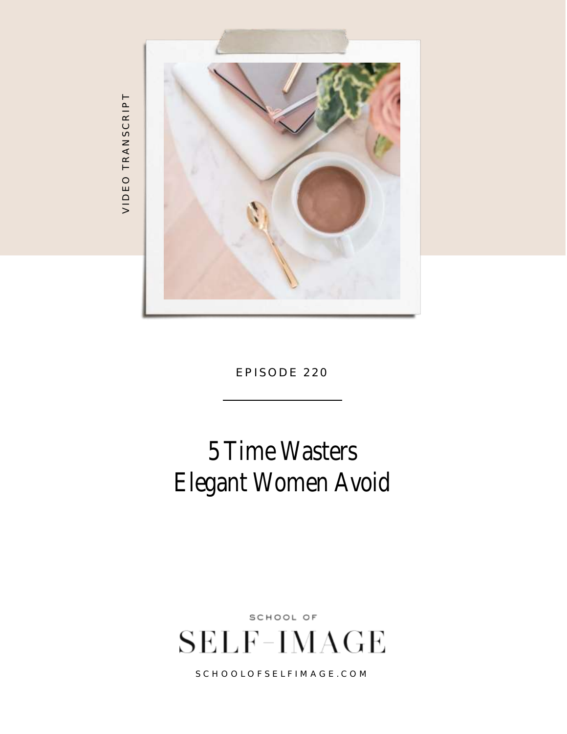VIDEO TRANSCRIPT

EPISODE 220

# 5 Time Wasters Elegant Women Avoid

SCHOOL OF

SELF-IMAGE

SCHOOLOFSELFIMAGE.COM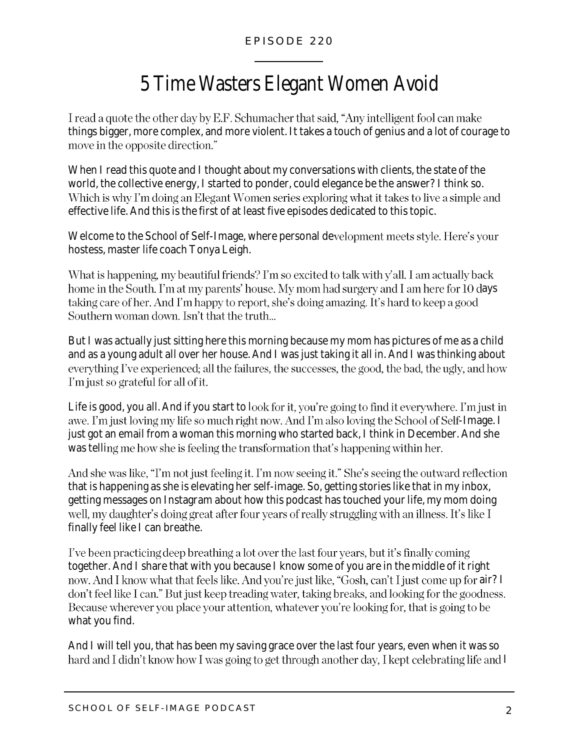EPISODE 220

# 5 Time Wasters Elegant Women Avoid

I read a quote the other day by E.F. Schumacher that said, "Any intelligent fool can make things bigger, more complex, and more violent. It takes a touch of genius and a lot of courage to move in the opposite direction."

When I read this quote and I thought about my conversations with clients, the state of the world, the collective energy, I started to ponder, could elegance be the answer? I think so. Which is why I'm doing an Elegant Women series exploring what it takes to live a simple and effective life. And this is the first of at least five episodes dedicated to this topic.

Welcome to the School of Self-Image, where personal development meets style. Here's your hostess, master life coach Tonya Leigh.

What is happening, my beautiful friends? I'm so excited to talk with y'all. I am actually back home in the South. I'm at my parents' house. My mom had surgery and I am here for 10 days taking care of her. And I'm happy to report, she's doing amazing. It's hard to keep a good Southern woman down. Isn't that the truth…

But I was actually just sitting here this morning because my mom has pictures of me as a child and as a young adult all over her house. And I was just taking it all in. And I was thinking about everything I've experienced; all the failures, the successes, the good, the bad, the ugly, and how I'm just so grateful for all of it.

Life is good, you all. And if you start to look for it, you're going to find it everywhere. I'm just in awe. I'm just loving my life so much right now. And I'm also loving the School of Self-Image. I just got an email from a woman this morning who started back, I think in December. And she was telling me how she is feeling the transformation that's happening within her.

And she was like, "I'm not just feeling it. I'm now seeing it." She's seeing the outward reflection that is happening as she is elevating her self-image. So, getting stories like that in my inbox, getting messages on Instagram about how this podcast has touched your life, my mom doing well, my daughter's doing great after four years of really struggling with an illness. It's like I finally feel like I can breathe.

I've been practicing deep breathing a lot over the last four years, but it's finally coming together. And I share that with you because I know some of you are in the middle of it right now. And I know what that feels like. And you're just like, "Gosh, can't I just come up for air? I don't feel like I can." But just keep treading water, taking breaks, and looking for the goodness. Because wherever you place your attention, whatever you're looking for, that is going to be what you find.

And I will tell you, that has been my saving grace over the last four years, even when it was so hard and I didn't know how I was going to get through another day, I kept celebrating life and I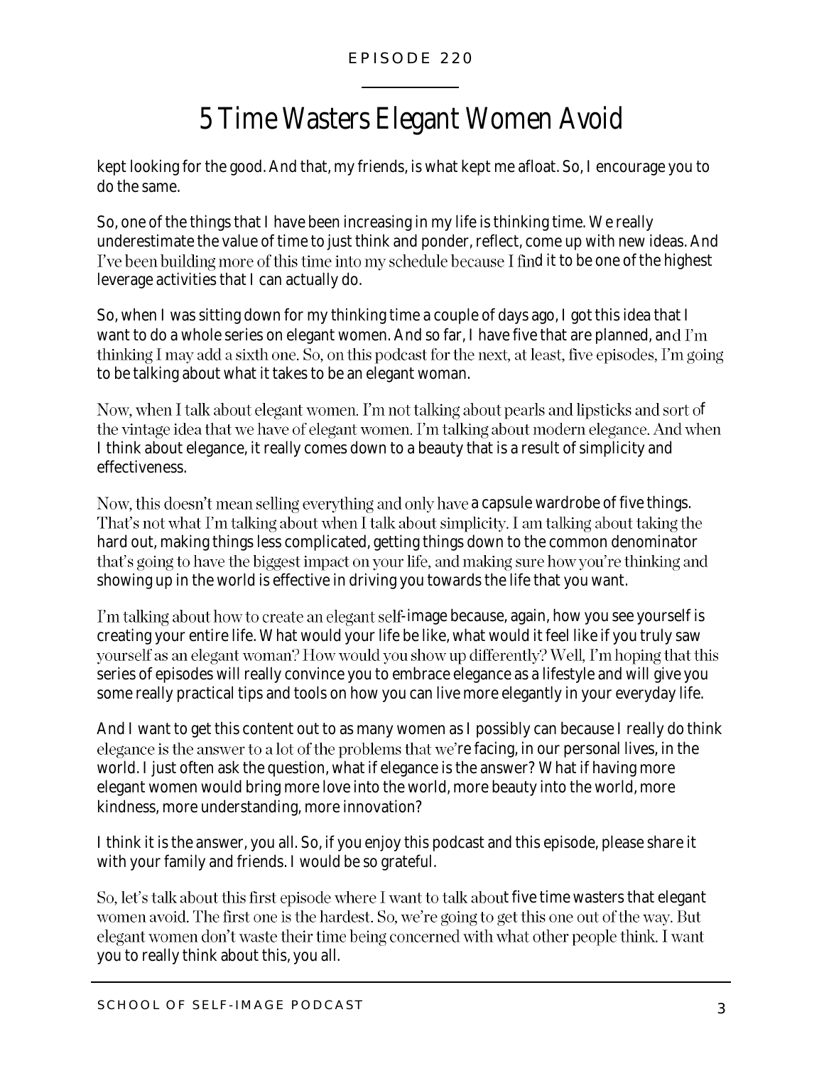kept looking for the good. And that, my friends, is what kept me afloat. So, I encourage you to do the same.

So, one of the things that I have been increasing in my life is thinking time. We really underestimate the value of time to just think and ponder, reflect, come up with new ideas. And I've been building more of this time into my schedule because I find it to be one of the highest leverage activities that I can actually do.

So, when I was sitting down for my thinking time a couple of days ago, I got this idea that I want to do a whole series on elegant women. And so far, I have five that are planned, and I'm thinking I may add a sixth one. So, on this podcast for the next, at least, five episodes, I'm going to be talking about what it takes to be an elegant woman.

Now, when I talk about elegant women. I'm not talking about pearls and lipsticks and sort of the vintage idea that we have of elegant women. I'm talking about modern elegance. And when I think about elegance, it really comes down to a beauty that is a result of simplicity and effectiveness.

Now, this doesn't mean selling everything and only have a capsule wardrobe of five things. That's not what I'm talking about when I talk about simplicity. I am talking about taking the hard out, making things less complicated, getting things down to the common denominator that's going to have the biggest impact on your life, and making sure how you're thinking and showing up in the world is effective in driving you towards the life that you want.

I'm talking about how to create an elegant self-image because, again, how you see yourself is creating your entire life. What would your life be like, what would it feel like if you truly saw yourself as an elegant woman? How would you show up differently? Well, I'm hoping that this series of episodes will really convince you to embrace elegance as a lifestyle and will give you some really practical tips and tools on how you can live more elegantly in your everyday life.

And I want to get this content out to as many women as I possibly can because I really do think elegance is the answer to a lot of the problems that we're facing, in our personal lives, in the world. I just often ask the question, what if elegance is the answer? What if having more elegant women would bring more love into the world, more beauty into the world, more kindness, more understanding, more innovation?

I think it is the answer, you all. So, if you enjoy this podcast and this episode, please share it with your family and friends. I would be so grateful.

So, let's talk about this first episode where I want to talk about five time wasters that elegant women avoid. The first one is the hardest. So, we're going to get this one out of the way. But elegant women don't waste their time being concerned with what other people think. I want you to really think about this, you all.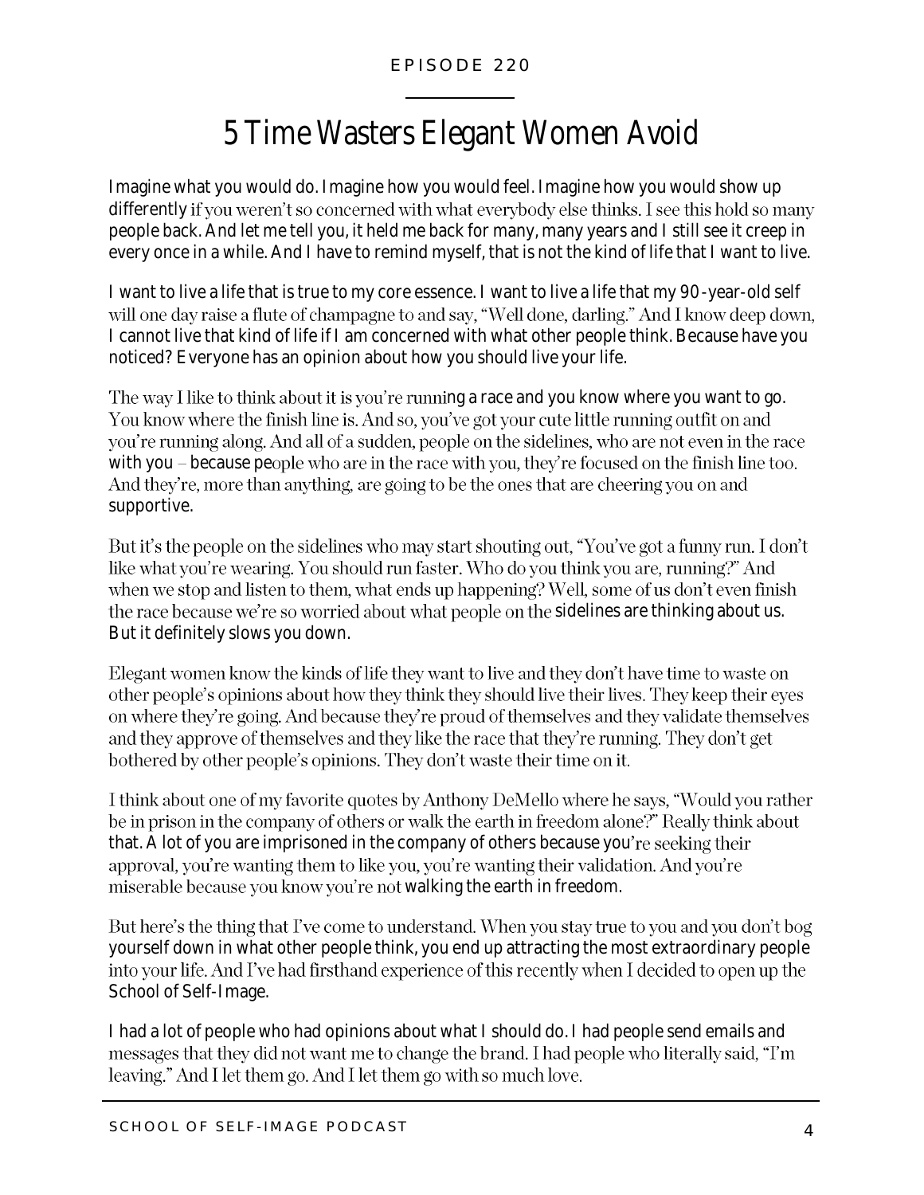EPISODE 220

# 5 Time Wasters Elegant Women Avoid

Imagine what you would do. Imagine how you would feel. Imagine how you would show up differently if you weren't so concerned with what everybody else thinks. I see this hold so many people back. And let me tell you, it held me back for many, many years and I still see it creep in every once in a while. And I have to remind myself, that is not the kind of life that I want to live.

I want to live a life that is true to my core essence. I want to live a life that my 90-year-old self will one day raise a flute of champagne to and say, "Well done, darling." And I know deep down, I cannot live that kind of life if I am concerned with what other people think. Because have you noticed? Everyone has an opinion about how you should live your life.

The way I like to think about it is you're running a race and you know where you want to go. You know where the finish line is. And so, you've got your cute little running outfit on and you're running along. And all of a sudden, people on the sidelines, who are not even in the race with you – because people who are in the race with you, they're focused on the finish line too. And they're, more than anything, are going to be the ones that are cheering you on and supportive.

But it's the people on the sidelines who may start shouting out, "You've got a funny run. I don't like what you're wearing. You should run faster. Who do you think you are, running?" And when we stop and listen to them, what ends up happening? Well, some of us don't even finish the race because we're so worried about what people on the sidelines are thinking about us. But it definitely slows you down.

Elegant women know the kinds of life they want to live and they don't have time to waste on other people's opinions about how they think they should live their lives. They keep their eyes on where they're going. And because they're proud of themselves and they validate themselves and they approve of themselves and they like the race that they're running. They don't get bothered by other people's opinions. They don't waste their time on it.

I think about one of my favorite quotes by Anthony DeMello where he says, "Would you rather be in prison in the company of others or walk the earth in freedom alone?" Really think about that. A lot of you are imprisoned in the company of others because you're seeking their approval, you're wanting them to like you, you're wanting their validation. And you're miserable because you know you're not walking the earth in freedom.

But here's the thing that I've come to understand. When you stay true to you and you don't bog yourself down in what other people think, you end up attracting the most extraordinary people into your life. And I've had firsthand experience of this recently when I decided to open up the School of Self-Image.

I had a lot of people who had opinions about what I should do. I had people send emails and messages that they did not want me to change the brand. I had people who literally said, "I'm leaving." And I let them go. And I let them go with so much love.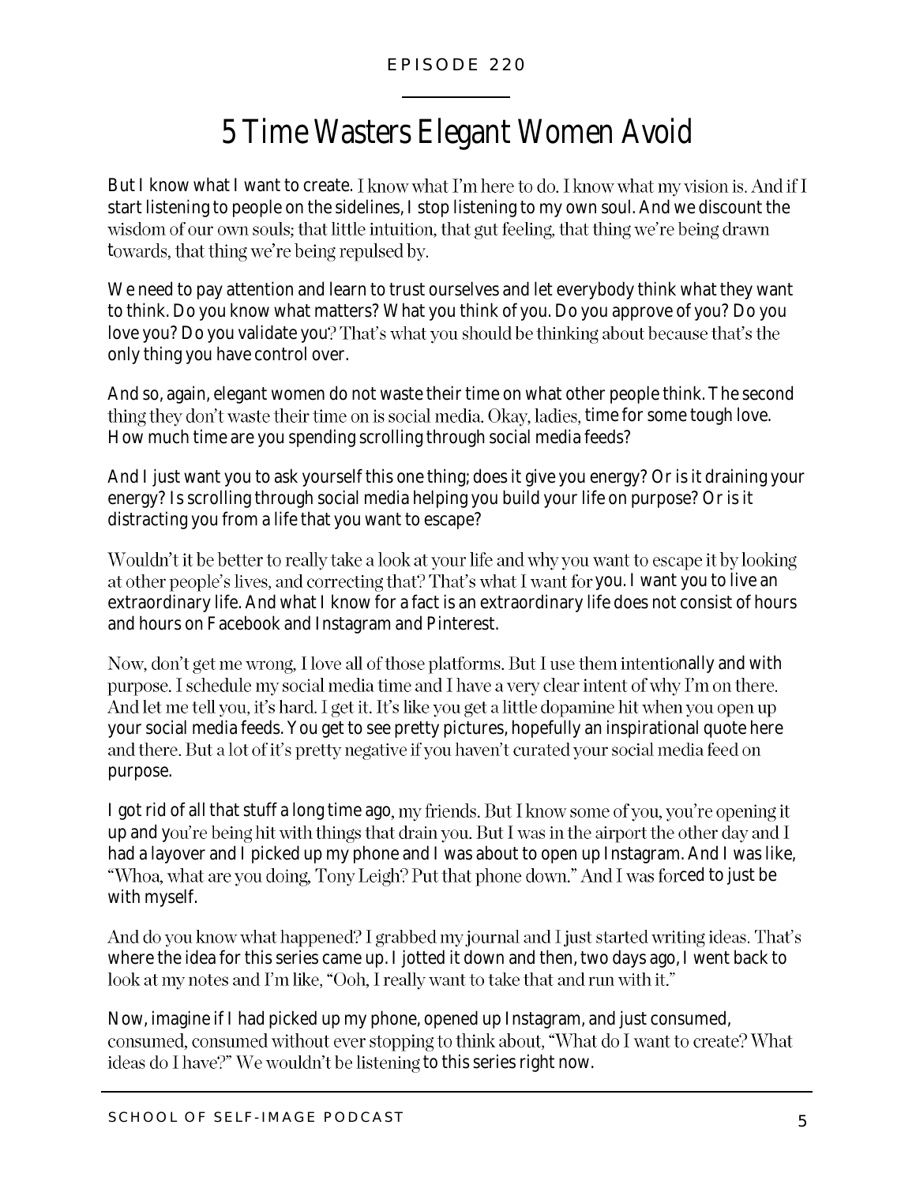# 5 Time Wasters Elegant Women Avoid

But I know what I want to create. I know what I'm here to do. I know what my vision is. And if I start listening to people on the sidelines, I stop listening to my own soul. And we discount the wisdom of our own souls; that little intuition, that gut feeling, that thing we're being drawn towards, that thing we're being repulsed by.

We need to pay attention and learn to trust ourselves and let everybody think what they want to think. Do you know what matters? What you think of you. Do you approve of you? Do you love you? Do you validate you? That's what you should be thinking about because that's the only thing you have control over.

And so, again, elegant women do not waste their time on what other people think. The second thing they don't waste their time on is social media. Okay, ladies, time for some tough love. How much time are you spending scrolling through social media feeds?

And I just want you to ask yourself this one thing; does it give you energy? Or is it draining your energy? Is scrolling through social media helping you build your life on purpose? Or is it distracting you from a life that you want to escape?

Wouldn't it be better to really take a look at your life and why you want to escape it by looking at other people's lives, and correcting that? That's what I want for you. I want you to live an extraordinary life. And what I know for a fact is an extraordinary life does not consist of hours and hours on Facebook and Instagram and Pinterest.

Now, don't get me wrong, I love all of those platforms. But I use them intentionally and with purpose. I schedule my social media time and I have a very clear intent of why I'm on there. And let me tell you, it's hard. I get it. It's like you get a little dopamine hit when you open up your social media feeds. You get to see pretty pictures, hopefully an inspirational quote here and there. But a lot of it's pretty negative if you haven't curated your social media feed on purpose.

I got rid of all that stuff a long time ago, my friends. But I know some of you, you're opening it up and you're being hit with things that drain you. But I was in the airport the other day and I had a layover and I picked up my phone and I was about to open up Instagram. And I was like, "Whoa, what are you doing, Tony Leigh? Put that phone down." And I was forced to just be with myself.

And do you know what happened? I grabbed my journal and I just started writing ideas. That's where the idea for this series came up. I jotted it down and then, two days ago, I went back to look at my notes and I'm like, "Ooh, I really want to take that and run with it."

Now, imagine if I had picked up my phone, opened up Instagram, and just consumed, consumed, consumed without ever stopping to think about, "What do I want to create? What ideas do I have?" We wouldn't be listening to this series right now.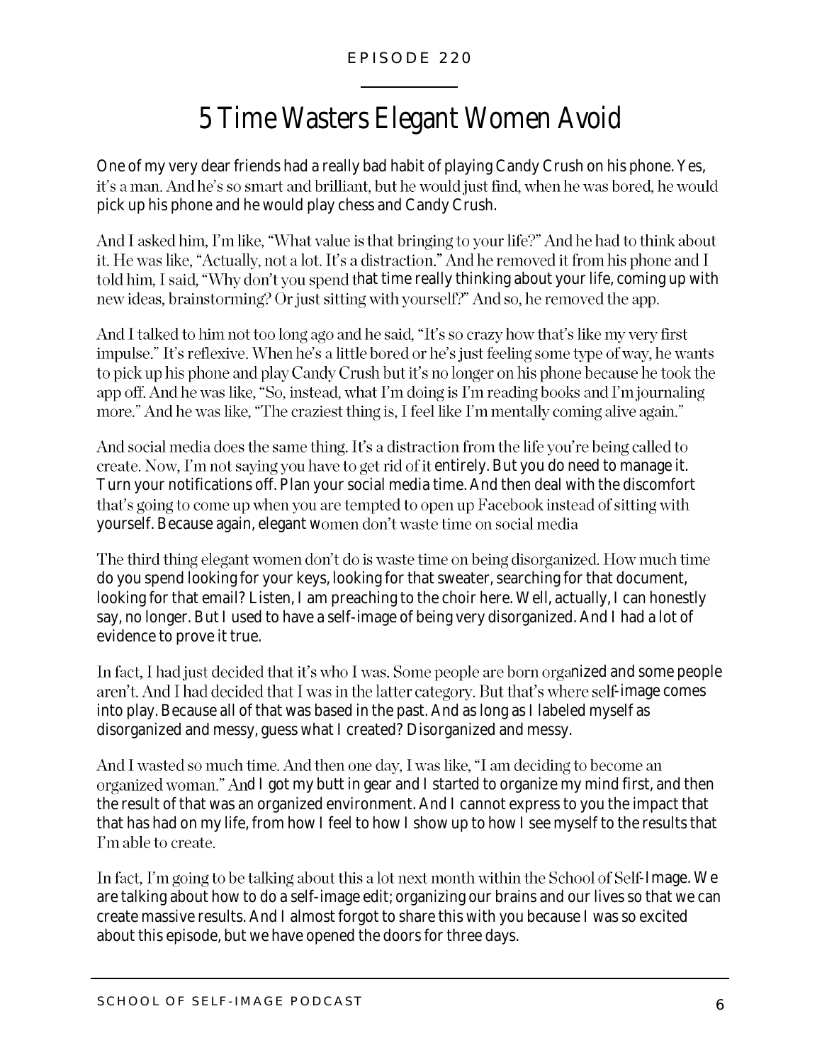# 5 Time Wasters Elegant Women Avoid

One of my very dear friends had a really bad habit of playing Candy Crush on his phone. Yes, it's a man. And he's so smart and brilliant, but he would just find, when he was bored, he would pick up his phone and he would play chess and Candy Crush.

And I asked him, I'm like, "What value is that bringing to your life?" And he had to think about it. He was like, "Actually, not a lot. It's a distraction." And he removed it from his phone and I told him, I said, "Why don't you spend that time really thinking about your life, coming up with new ideas, brainstorming? Or just sitting with yourself?" And so, he removed the app.

And I talked to him not too long ago and he said, "It's so crazy how that's like my very first impulse." It's reflexive. When he's a little bored or he's just feeling some type of way, he wants to pick up his phone and play Candy Crush but it's no longer on his phone because he took the app off. And he was like, "So, instead, what I'm doing is I'm reading books and I'm journaling more." And he was like, "The craziest thing is, I feel like I'm mentally coming alive again."

And social media does the same thing. It's a distraction from the life you're being called to create. Now, I'm not saying you have to get rid of it entirely. But you do need to manage it. Turn your notifications off. Plan your social media time. And then deal with the discomfort that's going to come up when you are tempted to open up Facebook instead of sitting with yourself. Because again, elegant women don't waste time on social media

The third thing elegant women don't do is waste time on being disorganized. How much time do you spend looking for your keys, looking for that sweater, searching for that document, looking for that email? Listen, I am preaching to the choir here. Well, actually, I can honestly say, no longer. But I used to have a self-image of being very disorganized. And I had a lot of evidence to prove it true.

In fact, I had just decided that it's who I was. Some people are born organized and some people aren't. And I had decided that I was in the latter category. But that's where self-image comes into play. Because all of that was based in the past. And as long as I labeled myself as disorganized and messy, guess what I created? Disorganized and messy.

And I wasted so much time. And then one day, I was like, "I am deciding to become an organized woman." And I got my butt in gear and I started to organize my mind first, and then the result of that was an organized environment. And I cannot express to you the impact that that has had on my life, from how I feel to how I show up to how I see myself to the results that I'm able to create.

In fact, I'm going to be talking about this a lot next month within the School of Self-Image. We are talking about how to do a self-image edit; organizing our brains and our lives so that we can create massive results. And I almost forgot to share this with you because I was so excited about this episode, but we have opened the doors for three days.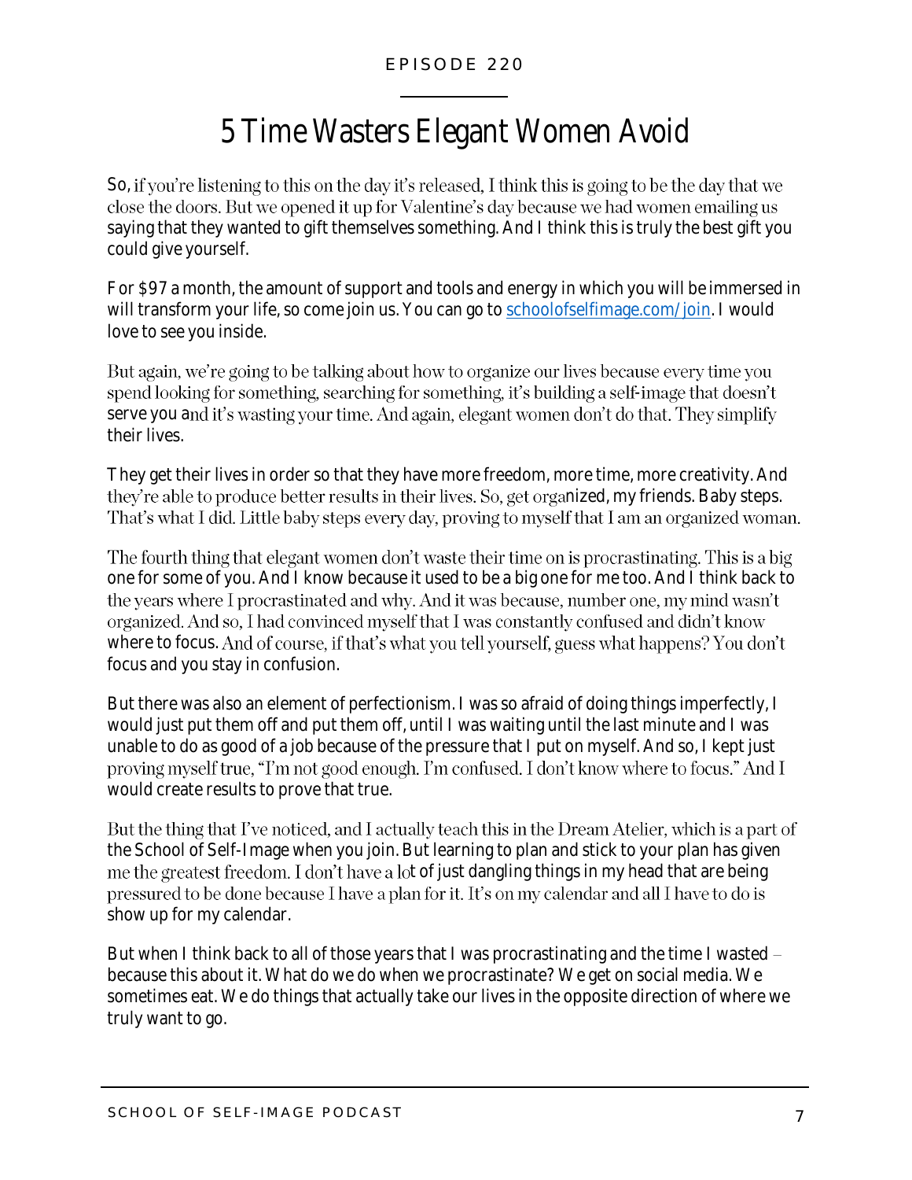# 5 Time Wasters Elegant Women Avoid

So, if you're listening to this on the day it's released, I think this is going to be the day that we close the doors. But we opened it up for Valentine's day because we had women emailing us saying that they wanted to gift themselves something. And I think this is truly the best gift you could give yourself.

For $97 a month, the amount of support and tools and energy in which you will be immersed in will transform your life, so come join us. You can go to schoolofselfimage.com/join. I would love to see you inside.

But again, we're going to be talking about how to organize our lives because every time you spend looking for something, searching for something, it's building a self-image that doesn't serve you and it's wasting your time. And again, elegant women don't do that. They simplify their lives.

They get their lives in order so that they have more freedom, more time, more creativity. And they're able to produce better results in their lives. So, get organized, my friends. Baby steps. That's what I did. Little baby steps every day, proving to myself that I am an organized woman.

The fourth thing that elegant women don't waste their time on is procrastinating. This is a big one for some of you. And I know because it used to be a big one for me too. And I think back to the years where I procrastinated and why. And it was because, number one, my mind wasn't organized. And so, I had convinced myself that I was constantly confused and didn't know where to focus. And of course, if that's what you tell yourself, guess what happens? You don't focus and you stay in confusion.

But there was also an element of perfectionism. I was so afraid of doing things imperfectly, I would just put them off and put them off, until I was waiting until the last minute and I was unable to do as good of a job because of the pressure that I put on myself. And so, I kept just proving myself true, "I'm not good enough. I'm confused. I don't know where to focus." And I would create results to prove that true.

But the thing that I've noticed, and I actually teach this in the Dream Atelier, which is a part of the School of Self-Image when you join. But learning to plan and stick to your plan has given me the greatest freedom. I don't have a lot of just dangling things in my head that are being pressured to be done because I have a plan for it. It's on my calendar and all I have to do is show up for my calendar.

But when I think back to all of those years that I was procrastinating and the time I wasted – because this about it. What do we do when we procrastinate? We get on social media. We sometimes eat. We do things that actually take our lives in the opposite direction of where we truly want to go.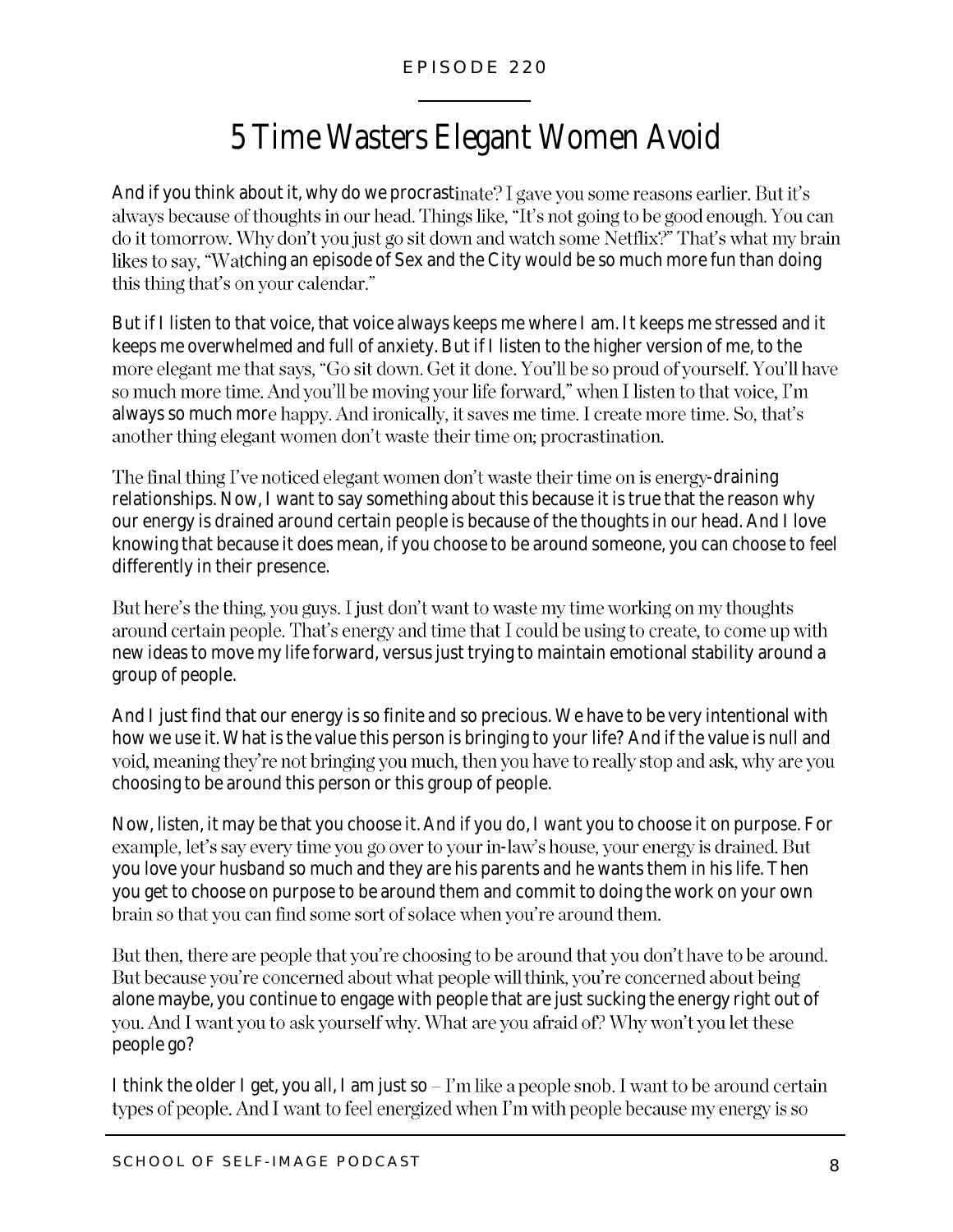And if you think about it, why do we procrastinate? I gave you some reasons earlier. But it's always because of thoughts in our head. Things like, "It's not going to be good enough. You can do it tomorrow. Why don't you just go sit down and watch some Netflix?" That's what my brain likes to say, "Watching an episode of Sex and the City would be so much more fun than doing this thing that's on your calendar."

But if I listen to that voice, that voice always keeps me where I am. It keeps me stressed and it keeps me overwhelmed and full of anxiety. But if I listen to the higher version of me, to the more elegant me that says, "Go sit down. Get it done. You'll be so proud of yourself. You'll have so much more time. And you'll be moving your life forward," when I listen to that voice, I'm always so much more happy. And ironically, it saves me time. I create more time. So, that's another thing elegant women don't waste their time on; procrastination.

The final thing I've noticed elegant women don't waste their time on is energy-draining relationships. Now, I want to say something about this because it is true that the reason why our energy is drained around certain people is because of the thoughts in our head. And I love knowing that because it does mean, if you choose to be around someone, you can choose to feel differently in their presence.

But here's the thing, you guys. I just don't want to waste my time working on my thoughts around certain people. That's energy and time that I could be using to create, to come up with new ideas to move my life forward, versus just trying to maintain emotional stability around a group of people.

And I just find that our energy is so finite and so precious. We have to be very intentional with how we use it. What is the value this person is bringing to your life? And if the value is null and void, meaning they're not bringing you much, then you have to really stop and ask, why are you choosing to be around this person or this group of people.

Now, listen, it may be that you choose it. And if you do, I want you to choose it on purpose. For example, let's say every time you go over to your in-law's house, your energy is drained. But you love your husband so much and they are his parents and he wants them in his life. Then you get to choose on purpose to be around them and commit to doing the work on your own brain so that you can find some sort of solace when you're around them.

But then, there are people that you're choosing to be around that you don't have to be around. But because you're concerned about what people will think, you're concerned about being alone maybe, you continue to engage with people that are just sucking the energy right out of you. And I want you to ask yourself why. What are you afraid of? Why won't you let these people go?

I think the older I get, you all, I am just so – I'm like a people snob. I want to be around certain types of people. And I want to feel energized when I'm with people because my energy is so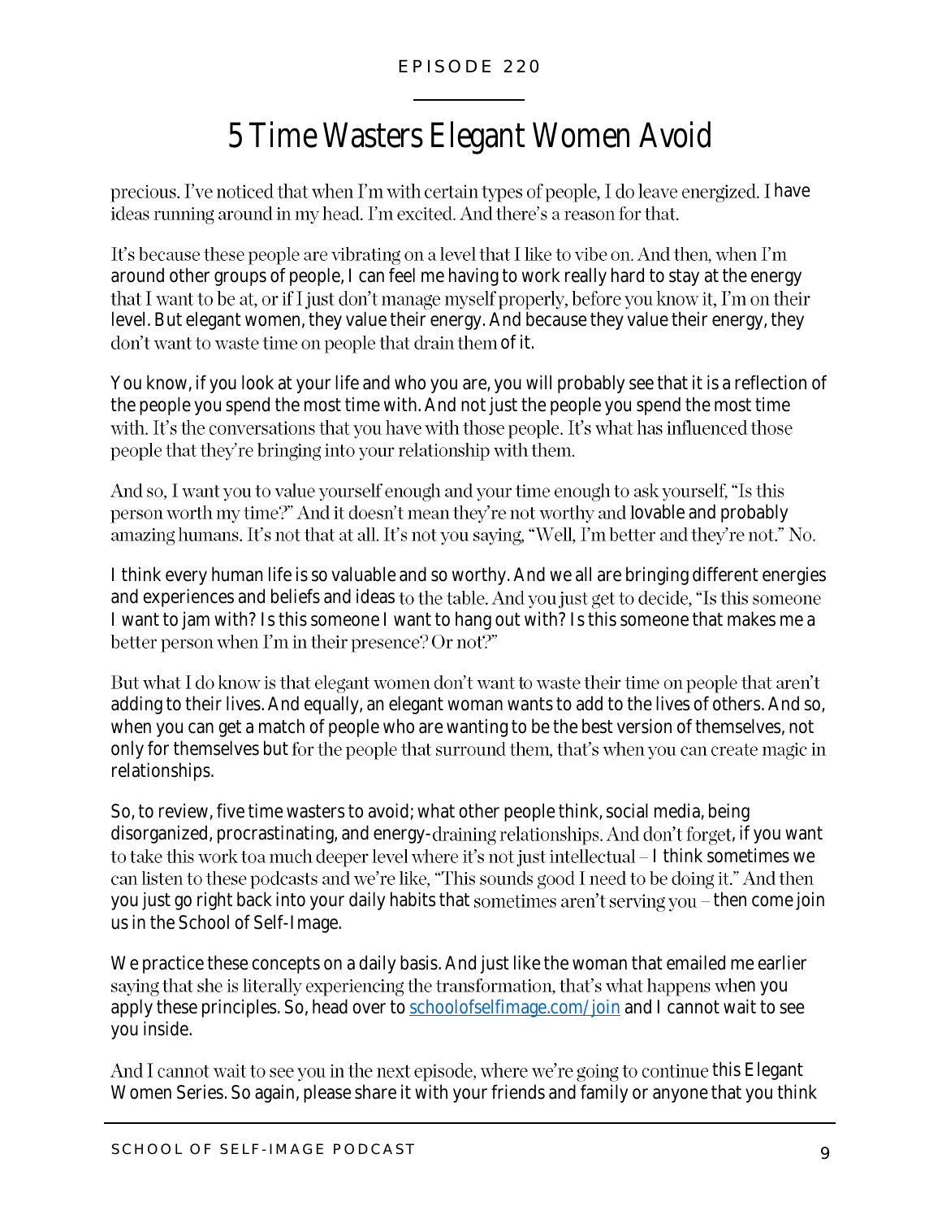precious. I've noticed that when I'm with certain types of people, I do leave energized. I have ideas running around in my head. I'm excited. And there's a reason for that.

It's because these people are vibrating on a level that I like to vibe on. And then, when I'm around other groups of people, I can feel me having to work really hard to stay at the energy that I want to be at, or if I just don't manage myself properly, before you know it, I'm on their level. But elegant women, they value their energy. And because they value their energy, they don't want to waste time on people that drain them of it.

You know, if you look at your life and who you are, you will probably see that it is a reflection of the people you spend the most time with. And not just the people you spend the most time with. It's the conversations that you have with those people. It's what has influenced those people that they're bringing into your relationship with them.

And so, I want you to value yourself enough and your time enough to ask yourself, "Is this person worth my time?" And it doesn't mean they're not worthy and lovable and probably amazing humans. It's not that at all. It's not you saying, "Well, I'm better and they're not." No.

I think every human life is so valuable and so worthy. And we all are bringing different energies and experiences and beliefs and ideas to the table. And you just get to decide, "Is this someone I want to jam with? Is this someone I want to hang out with? Is this someone that makes me a better person when I'm in their presence? Or not?"

But what I do know is that elegant women don't want to waste their time on people that aren't adding to their lives. And equally, an elegant woman wants to add to the lives of others. And so, when you can get a match of people who are wanting to be the best version of themselves, not only for themselves but for the people that surround them, that's when you can create magic in relationships.

So, to review, five time wasters to avoid; what other people think, social media, being disorganized, procrastinating, and energy-draining relationships. And don't forget, if you want to take this work toa much deeper level where it's not just intellectual – I think sometimes we can listen to these podcasts and we're like, "This sounds good I need to be doing it." And then you just go right back into your daily habits that sometimes aren't serving you – then come join us in the School of Self-Image.

We practice these concepts on a daily basis. And just like the woman that emailed me earlier saying that she is literally experiencing the transformation, that's what happens when you apply these principles. So, head over to [schoolofselfimage.com/join](schoolofselfimage.com/join) and I cannot wait to see you inside.

And I cannot wait to see you in the next episode, where we're going to continue this Elegant Women Series. So again, please share it with your friends and family or anyone that you think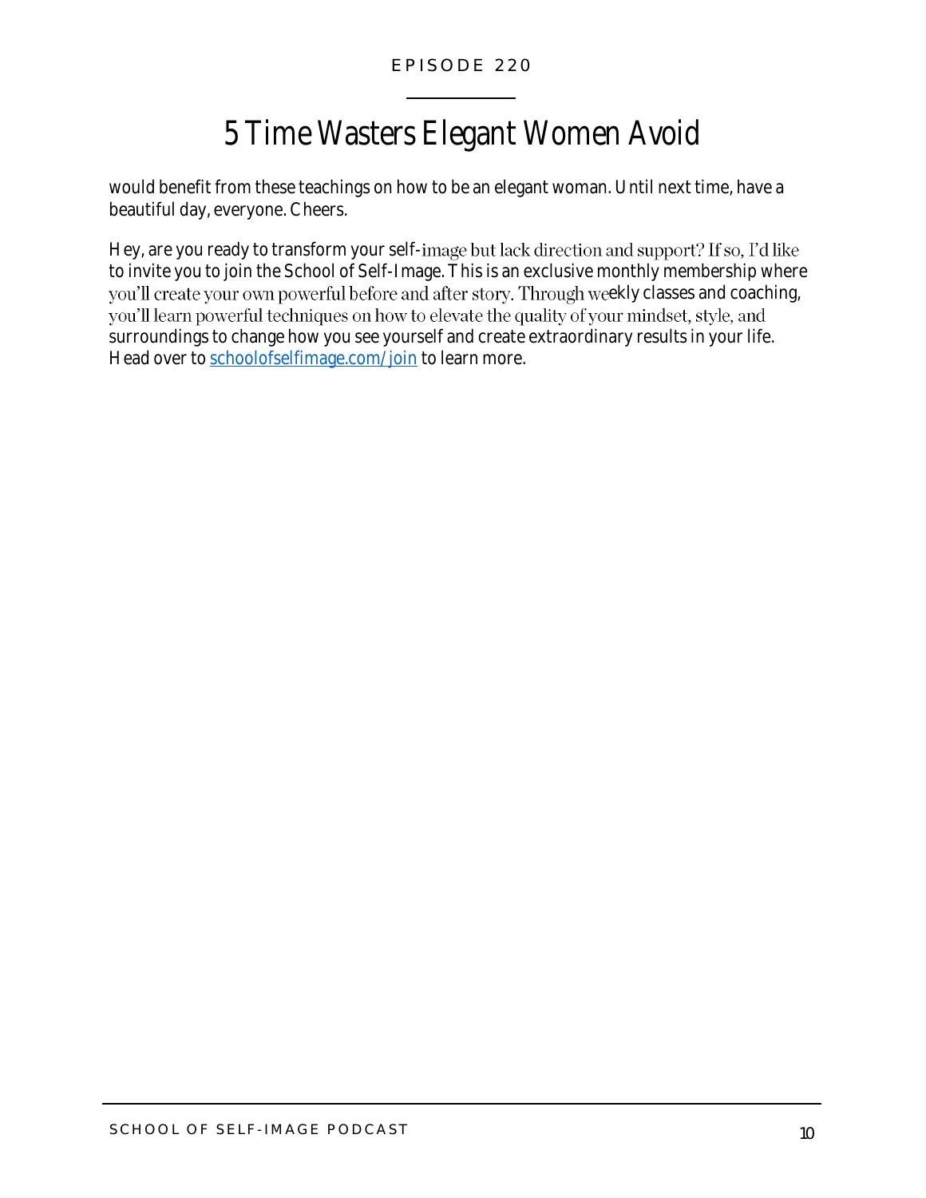would benefit from these teachings on how to be an elegant woman. Until next time, have a beautiful day, everyone. Cheers.

Hey, are you ready to transform your self-image but lack direction and support? If so, I'd like to invite you to join the School of Self-Image. This is an exclusive monthly membership where you'll create your own powerful before and after story. Through weekly classes and coaching, you'll learn powerful techniques on how to elevate the quality of your mindset, style, and surroundings to change how you see yourself and create extraordinary results in your life. Head over to [schoolofselfimage.com/join](https://schoolofselfimage.com/join) to learn more.